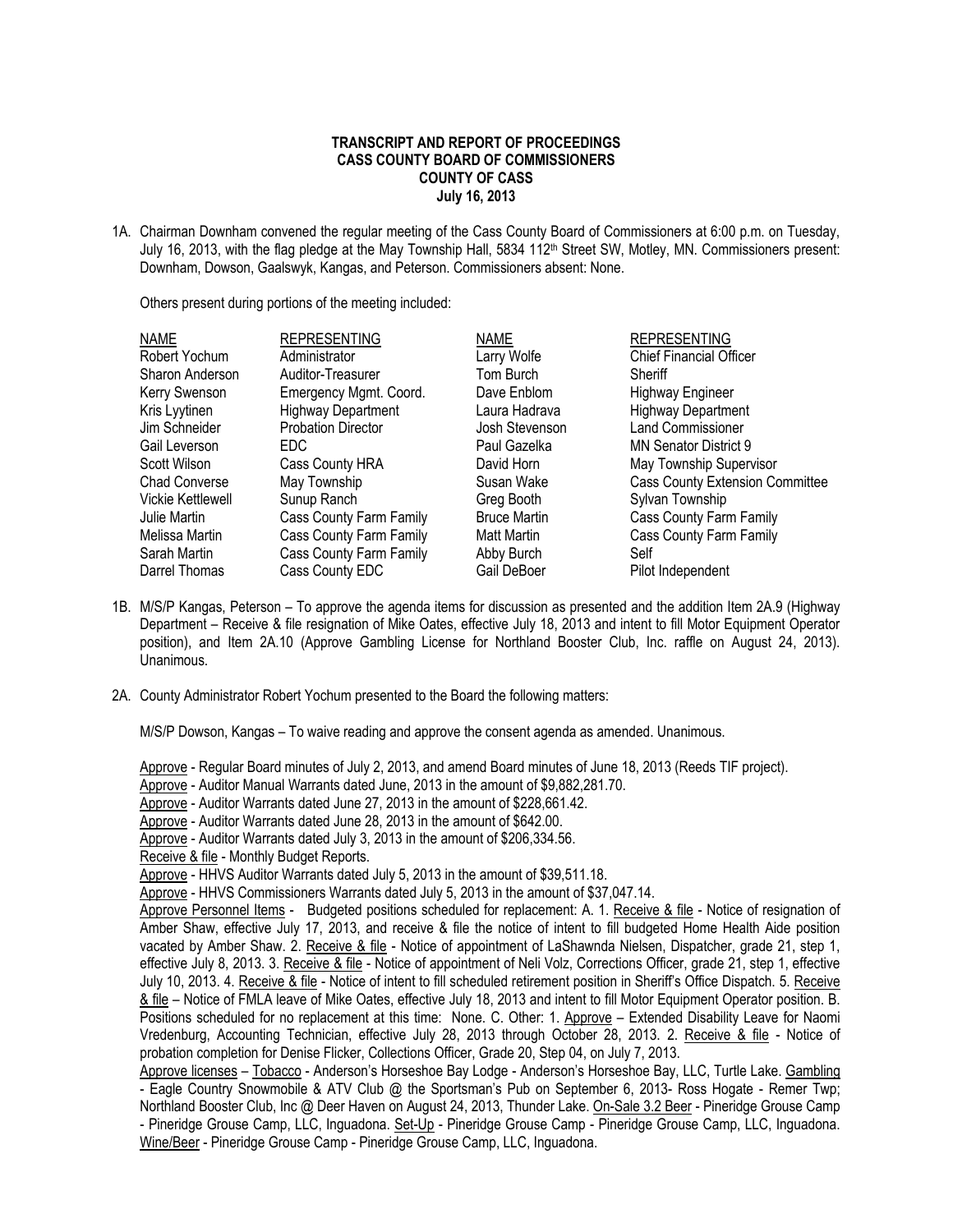**TRANSCRIPT AND REPORT OF PROCEEDINGS**
**CASS COUNTY BOARD OF COMMISSIONERS**
**COUNTY OF CASS**
**July 16, 2013**

1A. Chairman Downham convened the regular meeting of the Cass County Board of Commissioners at 6:00 p.m. on Tuesday, July 16, 2013, with the flag pledge at the May Township Hall, 5834 112th Street SW, Motley, MN. Commissioners present: Downham, Dowson, Gaalswyk, Kangas, and Peterson. Commissioners absent: None.

Others present during portions of the meeting included:

| NAME | REPRESENTING | NAME | REPRESENTING |
|---|---|---|---|
| Robert Yochum | Administrator | Larry Wolfe | Chief Financial Officer |
| Sharon Anderson | Auditor-Treasurer | Tom Burch | Sheriff |
| Kerry Swenson | Emergency Mgmt. Coord. | Dave Enblom | Highway Engineer |
| Kris Lyytinen | Highway Department | Laura Hadrava | Highway Department |
| Jim Schneider | Probation Director | Josh Stevenson | Land Commissioner |
| Gail Leverson | EDC | Paul Gazelka | MN Senator District 9 |
| Scott Wilson | Cass County HRA | David Horn | May Township Supervisor |
| Chad Converse | May Township | Susan Wake | Cass County Extension Committee |
| Vickie Kettlewell | Sunup Ranch | Greg Booth | Sylvan Township |
| Julie Martin | Cass County Farm Family | Bruce Martin | Cass County Farm Family |
| Melissa Martin | Cass County Farm Family | Matt Martin | Cass County Farm Family |
| Sarah Martin | Cass County Farm Family | Abby Burch | Self |
| Darrel Thomas | Cass County EDC | Gail DeBoer | Pilot Independent |

1B. M/S/P Kangas, Peterson – To approve the agenda items for discussion as presented and the addition Item 2A.9 (Highway Department – Receive & file resignation of Mike Oates, effective July 18, 2013 and intent to fill Motor Equipment Operator position), and Item 2A.10 (Approve Gambling License for Northland Booster Club, Inc. raffle on August 24, 2013). Unanimous.

2A. County Administrator Robert Yochum presented to the Board the following matters:

M/S/P Dowson, Kangas – To waive reading and approve the consent agenda as amended. Unanimous.

Approve - Regular Board minutes of July 2, 2013, and amend Board minutes of June 18, 2013 (Reeds TIF project).
Approve - Auditor Manual Warrants dated June, 2013 in the amount of $9,882,281.70.
Approve - Auditor Warrants dated June 27, 2013 in the amount of $228,661.42.
Approve - Auditor Warrants dated June 28, 2013 in the amount of $642.00.
Approve - Auditor Warrants dated July 3, 2013 in the amount of $206,334.56.
Receive & file - Monthly Budget Reports.
Approve - HHVS Auditor Warrants dated July 5, 2013 in the amount of $39,511.18.
Approve - HHVS Commissioners Warrants dated July 5, 2013 in the amount of $37,047.14.
Approve Personnel Items - Budgeted positions scheduled for replacement: A. 1. Receive & file - Notice of resignation of Amber Shaw, effective July 17, 2013, and receive & file the notice of intent to fill budgeted Home Health Aide position vacated by Amber Shaw. 2. Receive & file - Notice of appointment of LaShawnda Nielsen, Dispatcher, grade 21, step 1, effective July 8, 2013. 3. Receive & file - Notice of appointment of Neli Volz, Corrections Officer, grade 21, step 1, effective July 10, 2013. 4. Receive & file - Notice of intent to fill scheduled retirement position in Sheriff's Office Dispatch. 5. Receive & file – Notice of FMLA leave of Mike Oates, effective July 18, 2013 and intent to fill Motor Equipment Operator position. B. Positions scheduled for no replacement at this time: None. C. Other: 1. Approve – Extended Disability Leave for Naomi Vredenburg, Accounting Technician, effective July 28, 2013 through October 28, 2013. 2. Receive & file - Notice of probation completion for Denise Flicker, Collections Officer, Grade 20, Step 04, on July 7, 2013.
Approve licenses – Tobacco - Anderson's Horseshoe Bay Lodge - Anderson's Horseshoe Bay, LLC, Turtle Lake. Gambling - Eagle Country Snowmobile & ATV Club @ the Sportsman's Pub on September 6, 2013- Ross Hogate - Remer Twp; Northland Booster Club, Inc @ Deer Haven on August 24, 2013, Thunder Lake. On-Sale 3.2 Beer - Pineridge Grouse Camp - Pineridge Grouse Camp, LLC, Inguadona. Set-Up - Pineridge Grouse Camp - Pineridge Grouse Camp, LLC, Inguadona. Wine/Beer - Pineridge Grouse Camp - Pineridge Grouse Camp, LLC, Inguadona.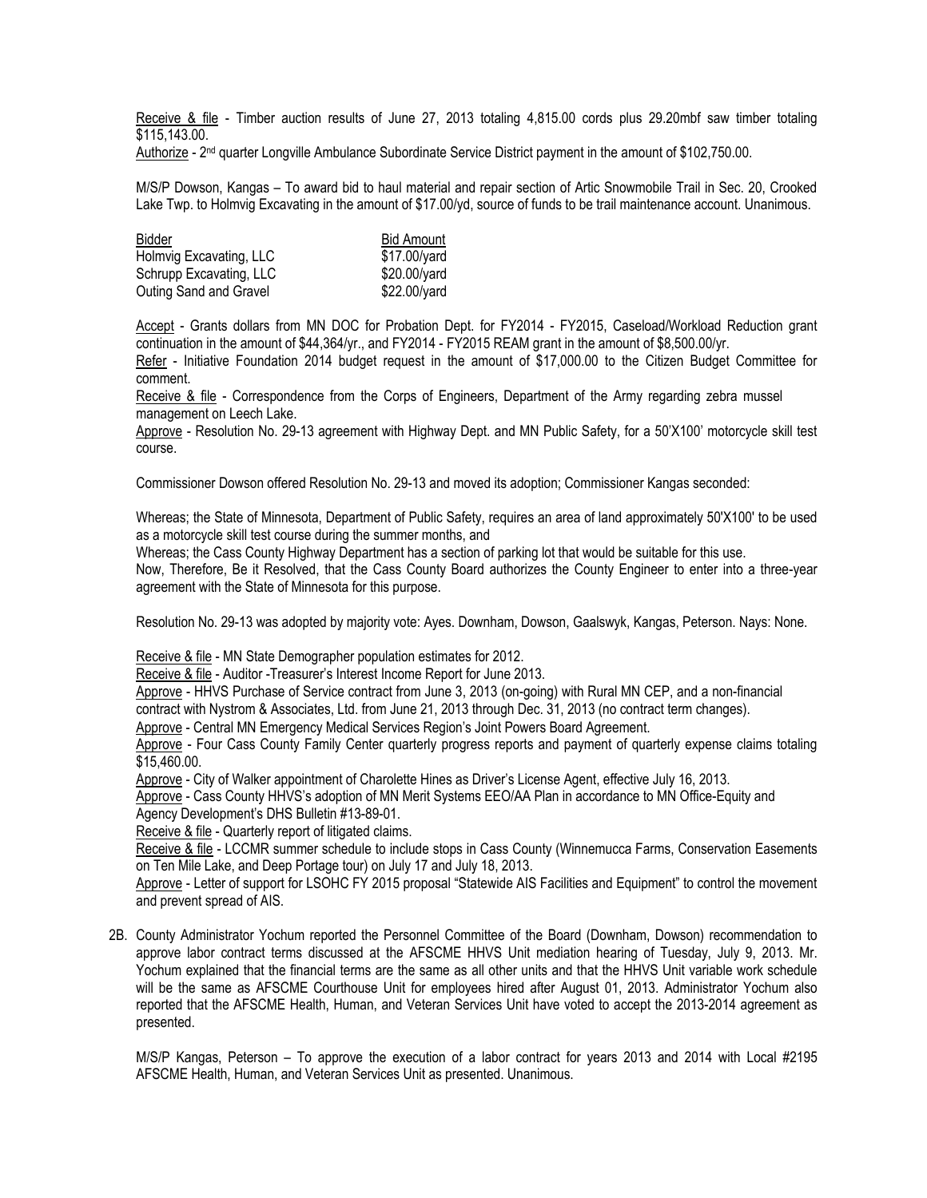Receive & file - Timber auction results of June 27, 2013 totaling 4,815.00 cords plus 29.20mbf saw timber totaling $115,143.00.

Authorize - 2nd quarter Longville Ambulance Subordinate Service District payment in the amount of $102,750.00.

M/S/P Dowson, Kangas – To award bid to haul material and repair section of Artic Snowmobile Trail in Sec. 20, Crooked Lake Twp. to Holmvig Excavating in the amount of $17.00/yd, source of funds to be trail maintenance account. Unanimous.

| Bidder | Bid Amount |
|---|---|
| Holmvig Excavating, LLC | $17.00/yard |
| Schrupp Excavating, LLC | $20.00/yard |
| Outing Sand and Gravel | $22.00/yard |

Accept - Grants dollars from MN DOC for Probation Dept. for FY2014 - FY2015, Caseload/Workload Reduction grant continuation in the amount of $44,364/yr., and FY2014 - FY2015 REAM grant in the amount of $8,500.00/yr.

Refer - Initiative Foundation 2014 budget request in the amount of $17,000.00 to the Citizen Budget Committee for comment.

Receive & file - Correspondence from the Corps of Engineers, Department of the Army regarding zebra mussel management on Leech Lake.

Approve - Resolution No. 29-13 agreement with Highway Dept. and MN Public Safety, for a 50'X100' motorcycle skill test course.

Commissioner Dowson offered Resolution No. 29-13 and moved its adoption; Commissioner Kangas seconded:

Whereas; the State of Minnesota, Department of Public Safety, requires an area of land approximately 50'X100' to be used as a motorcycle skill test course during the summer months, and

Whereas; the Cass County Highway Department has a section of parking lot that would be suitable for this use.

Now, Therefore, Be it Resolved, that the Cass County Board authorizes the County Engineer to enter into a three-year agreement with the State of Minnesota for this purpose.

Resolution No. 29-13 was adopted by majority vote: Ayes. Downham, Dowson, Gaalswyk, Kangas, Peterson. Nays: None.

Receive & file - MN State Demographer population estimates for 2012.

Receive & file - Auditor -Treasurer's Interest Income Report for June 2013.

Approve - HHVS Purchase of Service contract from June 3, 2013 (on-going) with Rural MN CEP, and a non-financial contract with Nystrom & Associates, Ltd. from June 21, 2013 through Dec. 31, 2013 (no contract term changes).

Approve - Central MN Emergency Medical Services Region's Joint Powers Board Agreement.

Approve - Four Cass County Family Center quarterly progress reports and payment of quarterly expense claims totaling $15,460.00.

Approve - City of Walker appointment of Charolette Hines as Driver's License Agent, effective July 16, 2013.

Approve - Cass County HHVS's adoption of MN Merit Systems EEO/AA Plan in accordance to MN Office-Equity and Agency Development's DHS Bulletin #13-89-01.

Receive & file - Quarterly report of litigated claims.

Receive & file - LCCMR summer schedule to include stops in Cass County (Winnemucca Farms, Conservation Easements on Ten Mile Lake, and Deep Portage tour) on July 17 and July 18, 2013.

Approve - Letter of support for LSOHC FY 2015 proposal "Statewide AIS Facilities and Equipment" to control the movement and prevent spread of AIS.

2B. County Administrator Yochum reported the Personnel Committee of the Board (Downham, Dowson) recommendation to approve labor contract terms discussed at the AFSCME HHVS Unit mediation hearing of Tuesday, July 9, 2013. Mr. Yochum explained that the financial terms are the same as all other units and that the HHVS Unit variable work schedule will be the same as AFSCME Courthouse Unit for employees hired after August 01, 2013. Administrator Yochum also reported that the AFSCME Health, Human, and Veteran Services Unit have voted to accept the 2013-2014 agreement as presented.

M/S/P Kangas, Peterson – To approve the execution of a labor contract for years 2013 and 2014 with Local #2195 AFSCME Health, Human, and Veteran Services Unit as presented. Unanimous.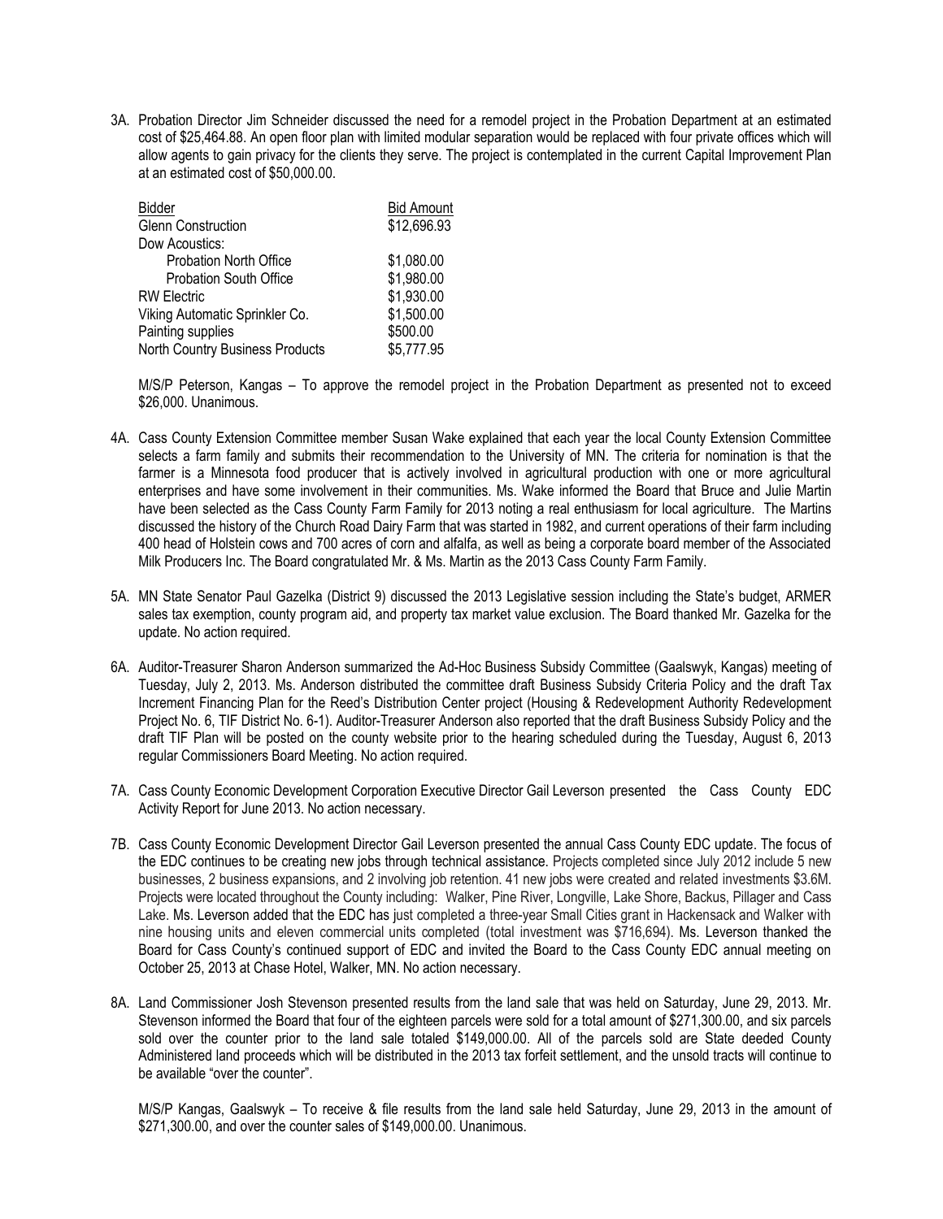3A. Probation Director Jim Schneider discussed the need for a remodel project in the Probation Department at an estimated cost of $25,464.88. An open floor plan with limited modular separation would be replaced with four private offices which will allow agents to gain privacy for the clients they serve. The project is contemplated in the current Capital Improvement Plan at an estimated cost of $50,000.00.

| Bidder | Bid Amount |
|---|---|
| Glenn Construction | $12,696.93 |
| Dow Acoustics: | |
| Probation North Office | $1,080.00 |
| Probation South Office | $1,980.00 |
| RW Electric | $1,930.00 |
| Viking Automatic Sprinkler Co. | $1,500.00 |
| Painting supplies | $500.00 |
| North Country Business Products | $5,777.95 |

M/S/P Peterson, Kangas – To approve the remodel project in the Probation Department as presented not to exceed $26,000. Unanimous.

4A. Cass County Extension Committee member Susan Wake explained that each year the local County Extension Committee selects a farm family and submits their recommendation to the University of MN. The criteria for nomination is that the farmer is a Minnesota food producer that is actively involved in agricultural production with one or more agricultural enterprises and have some involvement in their communities. Ms. Wake informed the Board that Bruce and Julie Martin have been selected as the Cass County Farm Family for 2013 noting a real enthusiasm for local agriculture. The Martins discussed the history of the Church Road Dairy Farm that was started in 1982, and current operations of their farm including 400 head of Holstein cows and 700 acres of corn and alfalfa, as well as being a corporate board member of the Associated Milk Producers Inc. The Board congratulated Mr. & Ms. Martin as the 2013 Cass County Farm Family.

5A. MN State Senator Paul Gazelka (District 9) discussed the 2013 Legislative session including the State's budget, ARMER sales tax exemption, county program aid, and property tax market value exclusion. The Board thanked Mr. Gazelka for the update. No action required.

6A. Auditor-Treasurer Sharon Anderson summarized the Ad-Hoc Business Subsidy Committee (Gaalswyk, Kangas) meeting of Tuesday, July 2, 2013. Ms. Anderson distributed the committee draft Business Subsidy Criteria Policy and the draft Tax Increment Financing Plan for the Reed's Distribution Center project (Housing & Redevelopment Authority Redevelopment Project No. 6, TIF District No. 6-1). Auditor-Treasurer Anderson also reported that the draft Business Subsidy Policy and the draft TIF Plan will be posted on the county website prior to the hearing scheduled during the Tuesday, August 6, 2013 regular Commissioners Board Meeting. No action required.

7A. Cass County Economic Development Corporation Executive Director Gail Leverson presented the Cass County EDC Activity Report for June 2013. No action necessary.

7B. Cass County Economic Development Director Gail Leverson presented the annual Cass County EDC update. The focus of the EDC continues to be creating new jobs through technical assistance. Projects completed since July 2012 include 5 new businesses, 2 business expansions, and 2 involving job retention. 41 new jobs were created and related investments $3.6M. Projects were located throughout the County including: Walker, Pine River, Longville, Lake Shore, Backus, Pillager and Cass Lake. Ms. Leverson added that the EDC has just completed a three-year Small Cities grant in Hackensack and Walker with nine housing units and eleven commercial units completed (total investment was $716,694). Ms. Leverson thanked the Board for Cass County's continued support of EDC and invited the Board to the Cass County EDC annual meeting on October 25, 2013 at Chase Hotel, Walker, MN. No action necessary.

8A. Land Commissioner Josh Stevenson presented results from the land sale that was held on Saturday, June 29, 2013. Mr. Stevenson informed the Board that four of the eighteen parcels were sold for a total amount of $271,300.00, and six parcels sold over the counter prior to the land sale totaled $149,000.00. All of the parcels sold are State deeded County Administered land proceeds which will be distributed in the 2013 tax forfeit settlement, and the unsold tracts will continue to be available "over the counter".

M/S/P Kangas, Gaalswyk – To receive & file results from the land sale held Saturday, June 29, 2013 in the amount of $271,300.00, and over the counter sales of $149,000.00. Unanimous.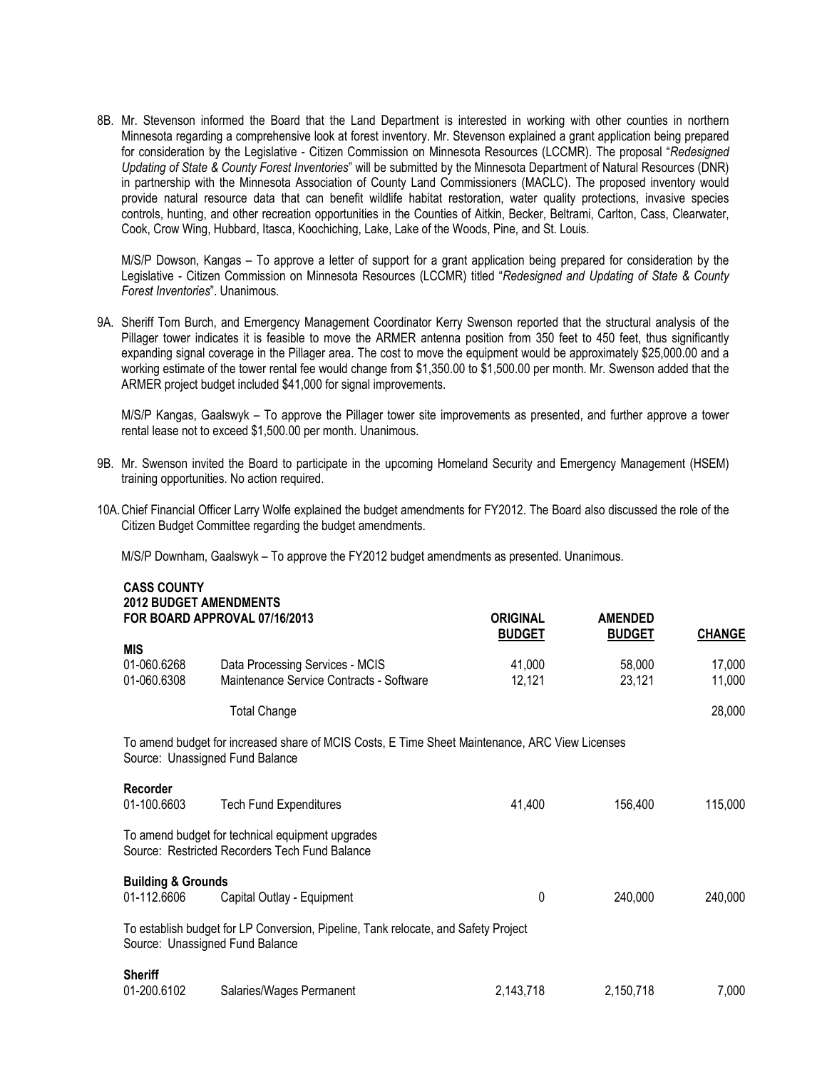8B. Mr. Stevenson informed the Board that the Land Department is interested in working with other counties in northern Minnesota regarding a comprehensive look at forest inventory. Mr. Stevenson explained a grant application being prepared for consideration by the Legislative - Citizen Commission on Minnesota Resources (LCCMR). The proposal "*Redesigned Updating of State & County Forest Inventories*" will be submitted by the Minnesota Department of Natural Resources (DNR) in partnership with the Minnesota Association of County Land Commissioners (MACLC). The proposed inventory would provide natural resource data that can benefit wildlife habitat restoration, water quality protections, invasive species controls, hunting, and other recreation opportunities in the Counties of Aitkin, Becker, Beltrami, Carlton, Cass, Clearwater, Cook, Crow Wing, Hubbard, Itasca, Koochiching, Lake, Lake of the Woods, Pine, and St. Louis.

M/S/P Dowson, Kangas – To approve a letter of support for a grant application being prepared for consideration by the Legislative - Citizen Commission on Minnesota Resources (LCCMR) titled "*Redesigned and Updating of State & County Forest Inventories*". Unanimous.

9A. Sheriff Tom Burch, and Emergency Management Coordinator Kerry Swenson reported that the structural analysis of the Pillager tower indicates it is feasible to move the ARMER antenna position from 350 feet to 450 feet, thus significantly expanding signal coverage in the Pillager area. The cost to move the equipment would be approximately $25,000.00 and a working estimate of the tower rental fee would change from $1,350.00 to $1,500.00 per month. Mr. Swenson added that the ARMER project budget included $41,000 for signal improvements.

M/S/P Kangas, Gaalswyk – To approve the Pillager tower site improvements as presented, and further approve a tower rental lease not to exceed $1,500.00 per month. Unanimous.

9B. Mr. Swenson invited the Board to participate in the upcoming Homeland Security and Emergency Management (HSEM) training opportunities. No action required.

10A. Chief Financial Officer Larry Wolfe explained the budget amendments for FY2012. The Board also discussed the role of the Citizen Budget Committee regarding the budget amendments.

M/S/P Downham, Gaalswyk – To approve the FY2012 budget amendments as presented. Unanimous.

**CASS COUNTY**
**2012 BUDGET AMENDMENTS**
**FOR BOARD APPROVAL 07/16/2013**

| | | ORIGINAL BUDGET | AMENDED BUDGET | CHANGE |
|---|---|---|---|---|
| **MIS** | | | | |
| 01-060.6268 | Data Processing Services - MCIS | 41,000 | 58,000 | 17,000 |
| 01-060.6308 | Maintenance Service Contracts - Software | 12,121 | 23,121 | 11,000 |
| | Total Change | | | 28,000 |

To amend budget for increased share of MCIS Costs, E Time Sheet Maintenance, ARC View Licenses
Source: Unassigned Fund Balance

| | | | | |
|---|---|---|---|---|
| **Recorder** | | | | |
| 01-100.6603 | Tech Fund Expenditures | 41,400 | 156,400 | 115,000 |

To amend budget for technical equipment upgrades
Source: Restricted Recorders Tech Fund Balance

| | | | | |
|---|---|---|---|---|
| **Building & Grounds** | | | | |
| 01-112.6606 | Capital Outlay - Equipment | 0 | 240,000 | 240,000 |

To establish budget for LP Conversion, Pipeline, Tank relocate, and Safety Project
Source: Unassigned Fund Balance

| | | | | |
|---|---|---|---|---|
| **Sheriff** | | | | |
| 01-200.6102 | Salaries/Wages Permanent | 2,143,718 | 2,150,718 | 7,000 |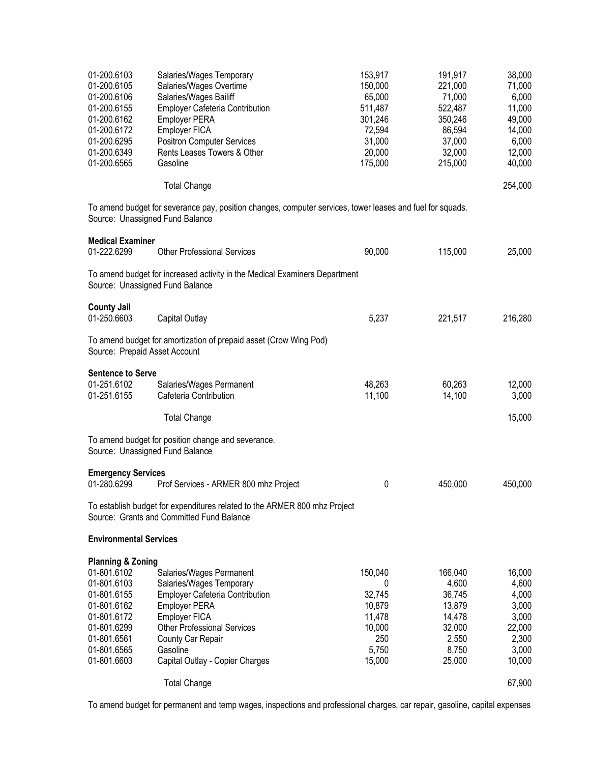| | | | | |
|---|---|---|---|---|
| 01-200.6103 | Salaries/Wages Temporary | 153,917 | 191,917 | 38,000 |
| 01-200.6105 | Salaries/Wages Overtime | 150,000 | 221,000 | 71,000 |
| 01-200.6106 | Salaries/Wages Bailiff | 65,000 | 71,000 | 6,000 |
| 01-200.6155 | Employer Cafeteria Contribution | 511,487 | 522,487 | 11,000 |
| 01-200.6162 | Employer PERA | 301,246 | 350,246 | 49,000 |
| 01-200.6172 | Employer FICA | 72,594 | 86,594 | 14,000 |
| 01-200.6295 | Positron Computer Services | 31,000 | 37,000 | 6,000 |
| 01-200.6349 | Rents Leases Towers & Other | 20,000 | 32,000 | 12,000 |
| 01-200.6565 | Gasoline | 175,000 | 215,000 | 40,000 |
| | Total Change | | | 254,000 |

To amend budget for severance pay, position changes, computer services, tower leases and fuel for squads.
Source: Unassigned Fund Balance

**Medical Examiner**

| | | | | |
|---|---|---|---|---|
| 01-222.6299 | Other Professional Services | 90,000 | 115,000 | 25,000 |

To amend budget for increased activity in the Medical Examiners Department
Source: Unassigned Fund Balance

**County Jail**

| | | | | |
|---|---|---|---|---|
| 01-250.6603 | Capital Outlay | 5,237 | 221,517 | 216,280 |

To amend budget for amortization of prepaid asset (Crow Wing Pod)
Source: Prepaid Asset Account

**Sentence to Serve**

| | | | | |
|---|---|---|---|---|
| 01-251.6102 | Salaries/Wages Permanent | 48,263 | 60,263 | 12,000 |
| 01-251.6155 | Cafeteria Contribution | 11,100 | 14,100 | 3,000 |
| | Total Change | | | 15,000 |

To amend budget for position change and severance.
Source: Unassigned Fund Balance

**Emergency Services**

| | | | | |
|---|---|---|---|---|
| 01-280.6299 | Prof Services - ARMER 800 mhz Project | 0 | 450,000 | 450,000 |

To establish budget for expenditures related to the ARMER 800 mhz Project
Source: Grants and Committed Fund Balance

**Environmental Services**

**Planning & Zoning**

| | | | | |
|---|---|---|---|---|
| 01-801.6102 | Salaries/Wages Permanent | 150,040 | 166,040 | 16,000 |
| 01-801.6103 | Salaries/Wages Temporary | 0 | 4,600 | 4,600 |
| 01-801.6155 | Employer Cafeteria Contribution | 32,745 | 36,745 | 4,000 |
| 01-801.6162 | Employer PERA | 10,879 | 13,879 | 3,000 |
| 01-801.6172 | Employer FICA | 11,478 | 14,478 | 3,000 |
| 01-801.6299 | Other Professional Services | 10,000 | 32,000 | 22,000 |
| 01-801.6561 | County Car Repair | 250 | 2,550 | 2,300 |
| 01-801.6565 | Gasoline | 5,750 | 8,750 | 3,000 |
| 01-801.6603 | Capital Outlay - Copier Charges | 15,000 | 25,000 | 10,000 |
| | Total Change | | | 67,900 |

To amend budget for permanent and temp wages, inspections and professional charges, car repair, gasoline, capital expenses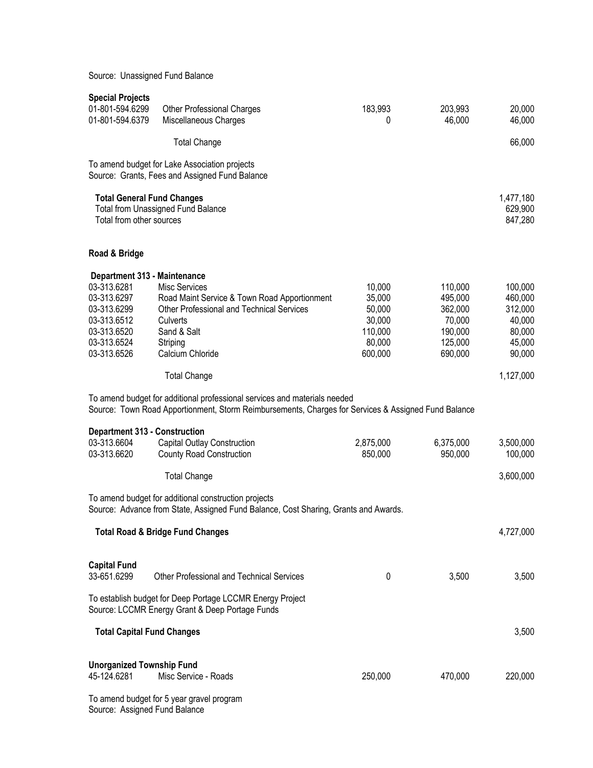Source: Unassigned Fund Balance

**Special Projects**

| | | | | |
|---|---|---|---|---|
| 01-801-594.6299 | Other Professional Charges | 183,993 | 203,993 | 20,000 |
| 01-801-594.6379 | Miscellaneous Charges | 0 | 46,000 | 46,000 |
| | Total Change | | | 66,000 |

To amend budget for Lake Association projects
Source: Grants, Fees and Assigned Fund Balance

| | |
|---|---|
| **Total General Fund Changes** | 1,477,180 |
| Total from Unassigned Fund Balance | 629,900 |
| Total from other sources | 847,280 |

**Road & Bridge**

**Department 313 - Maintenance**

| | | | | |
|---|---|---|---|---|
| 03-313.6281 | Misc Services | 10,000 | 110,000 | 100,000 |
| 03-313.6297 | Road Maint Service & Town Road Apportionment | 35,000 | 495,000 | 460,000 |
| 03-313.6299 | Other Professional and Technical Services | 50,000 | 362,000 | 312,000 |
| 03-313.6512 | Culverts | 30,000 | 70,000 | 40,000 |
| 03-313.6520 | Sand & Salt | 110,000 | 190,000 | 80,000 |
| 03-313.6524 | Striping | 80,000 | 125,000 | 45,000 |
| 03-313.6526 | Calcium Chloride | 600,000 | 690,000 | 90,000 |
| | Total Change | | | 1,127,000 |

To amend budget for additional professional services and materials needed
Source: Town Road Apportionment, Storm Reimbursements, Charges for Services & Assigned Fund Balance

**Department 313 - Construction**

| | | | | |
|---|---|---|---|---|
| 03-313.6604 | Capital Outlay Construction | 2,875,000 | 6,375,000 | 3,500,000 |
| 03-313.6620 | County Road Construction | 850,000 | 950,000 | 100,000 |
| | Total Change | | | 3,600,000 |

To amend budget for additional construction projects
Source: Advance from State, Assigned Fund Balance, Cost Sharing, Grants and Awards.

| | |
|---|---|
| **Total Road & Bridge Fund Changes** | 4,727,000 |

**Capital Fund**

| | | | | |
|---|---|---|---|---|
| 33-651.6299 | Other Professional and Technical Services | 0 | 3,500 | 3,500 |

To establish budget for Deep Portage LCCMR Energy Project
Source: LCCMR Energy Grant & Deep Portage Funds

| | |
|---|---|
| **Total Capital Fund Changes** | 3,500 |

**Unorganized Township Fund**

| | | | | |
|---|---|---|---|---|
| 45-124.6281 | Misc Service - Roads | 250,000 | 470,000 | 220,000 |

To amend budget for 5 year gravel program
Source: Assigned Fund Balance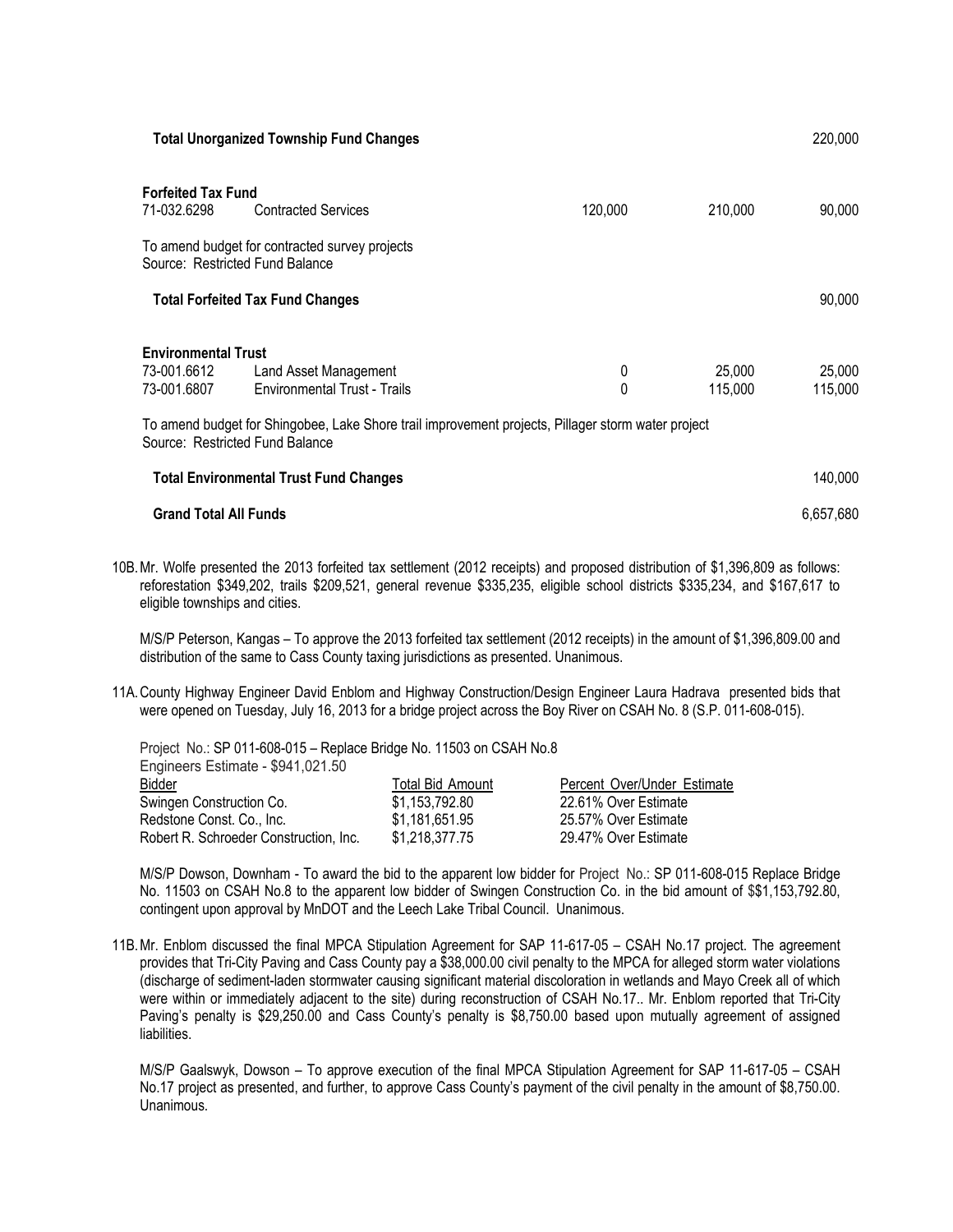| | | | | |
|---|---|---|---|---|
| **Total Unorganized Township Fund Changes** | | | | 220,000 |
| **Forfeited Tax Fund** | | | | |
| 71-032.6298 | Contracted Services | 120,000 | 210,000 | 90,000 |
| To amend budget for contracted survey projects<br>Source: Restricted Fund Balance | | | | |
| **Total Forfeited Tax Fund Changes** | | | | 90,000 |
| **Environmental Trust** | | | | |
| 73-001.6612 | Land Asset Management | 0 | 25,000 | 25,000 |
| 73-001.6807 | Environmental Trust - Trails | 0 | 115,000 | 115,000 |
| To amend budget for Shingobee, Lake Shore trail improvement projects, Pillager storm water project<br>Source: Restricted Fund Balance | | | | |
| **Total Environmental Trust Fund Changes** | | | | 140,000 |
| **Grand Total All Funds** | | | | 6,657,680 |

10B. Mr. Wolfe presented the 2013 forfeited tax settlement (2012 receipts) and proposed distribution of $1,396,809 as follows: reforestation $349,202, trails $209,521, general revenue $335,235, eligible school districts $335,234, and $167,617 to eligible townships and cities.

M/S/P Peterson, Kangas – To approve the 2013 forfeited tax settlement (2012 receipts) in the amount of $1,396,809.00 and distribution of the same to Cass County taxing jurisdictions as presented. Unanimous.

11A. County Highway Engineer David Enblom and Highway Construction/Design Engineer Laura Hadrava presented bids that were opened on Tuesday, July 16, 2013 for a bridge project across the Boy River on CSAH No. 8 (S.P. 011-608-015).

Project No.: SP 011-608-015 – Replace Bridge No. 11503 on CSAH No.8
Engineers Estimate - $941,021.50

| Bidder | Total Bid Amount | Percent Over/Under Estimate |
|---|---|---|
| Swingen Construction Co. | $1,153,792.80 | 22.61% Over Estimate |
| Redstone Const. Co., Inc. | $1,181,651.95 | 25.57% Over Estimate |
| Robert R. Schroeder Construction, Inc. | $1,218,377.75 | 29.47% Over Estimate |

M/S/P Dowson, Downham - To award the bid to the apparent low bidder for Project No.: SP 011-608-015 Replace Bridge No. 11503 on CSAH No.8 to the apparent low bidder of Swingen Construction Co. in the bid amount of $$1,153,792.80, contingent upon approval by MnDOT and the Leech Lake Tribal Council. Unanimous.

11B. Mr. Enblom discussed the final MPCA Stipulation Agreement for SAP 11-617-05 – CSAH No.17 project. The agreement provides that Tri-City Paving and Cass County pay a $38,000.00 civil penalty to the MPCA for alleged storm water violations (discharge of sediment-laden stormwater causing significant material discoloration in wetlands and Mayo Creek all of which were within or immediately adjacent to the site) during reconstruction of CSAH No.17.. Mr. Enblom reported that Tri-City Paving's penalty is $29,250.00 and Cass County's penalty is $8,750.00 based upon mutually agreement of assigned liabilities.

M/S/P Gaalswyk, Dowson – To approve execution of the final MPCA Stipulation Agreement for SAP 11-617-05 – CSAH No.17 project as presented, and further, to approve Cass County's payment of the civil penalty in the amount of $8,750.00. Unanimous.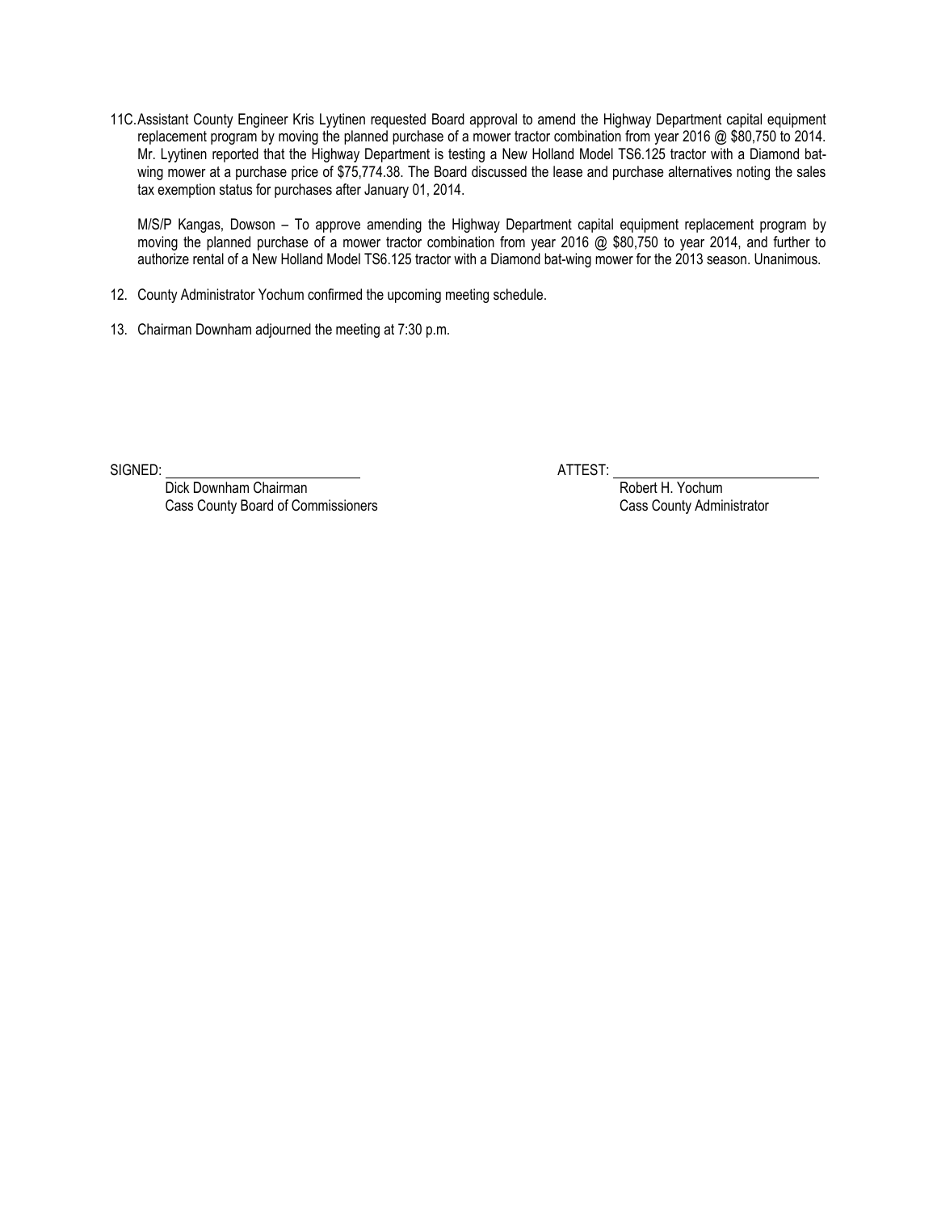11C. Assistant County Engineer Kris Lyytinen requested Board approval to amend the Highway Department capital equipment replacement program by moving the planned purchase of a mower tractor combination from year 2016 @ $80,750 to 2014. Mr. Lyytinen reported that the Highway Department is testing a New Holland Model TS6.125 tractor with a Diamond bat-wing mower at a purchase price of $75,774.38. The Board discussed the lease and purchase alternatives noting the sales tax exemption status for purchases after January 01, 2014.

M/S/P Kangas, Dowson – To approve amending the Highway Department capital equipment replacement program by moving the planned purchase of a mower tractor combination from year 2016 @ $80,750 to year 2014, and further to authorize rental of a New Holland Model TS6.125 tractor with a Diamond bat-wing mower for the 2013 season. Unanimous.

12. County Administrator Yochum confirmed the upcoming meeting schedule.

13. Chairman Downham adjourned the meeting at 7:30 p.m.

SIGNED: \_\_\_\_\_\_\_\_\_\_\_\_\_\_\_\_\_\_\_\_\_\_\_\_\_\_\_\_\_\_
Dick Downham Chairman
Cass County Board of Commissioners

ATTEST: \_\_\_\_\_\_\_\_\_\_\_\_\_\_\_\_\_\_\_\_\_\_\_\_\_\_\_\_\_\_
Robert H. Yochum
Cass County Administrator